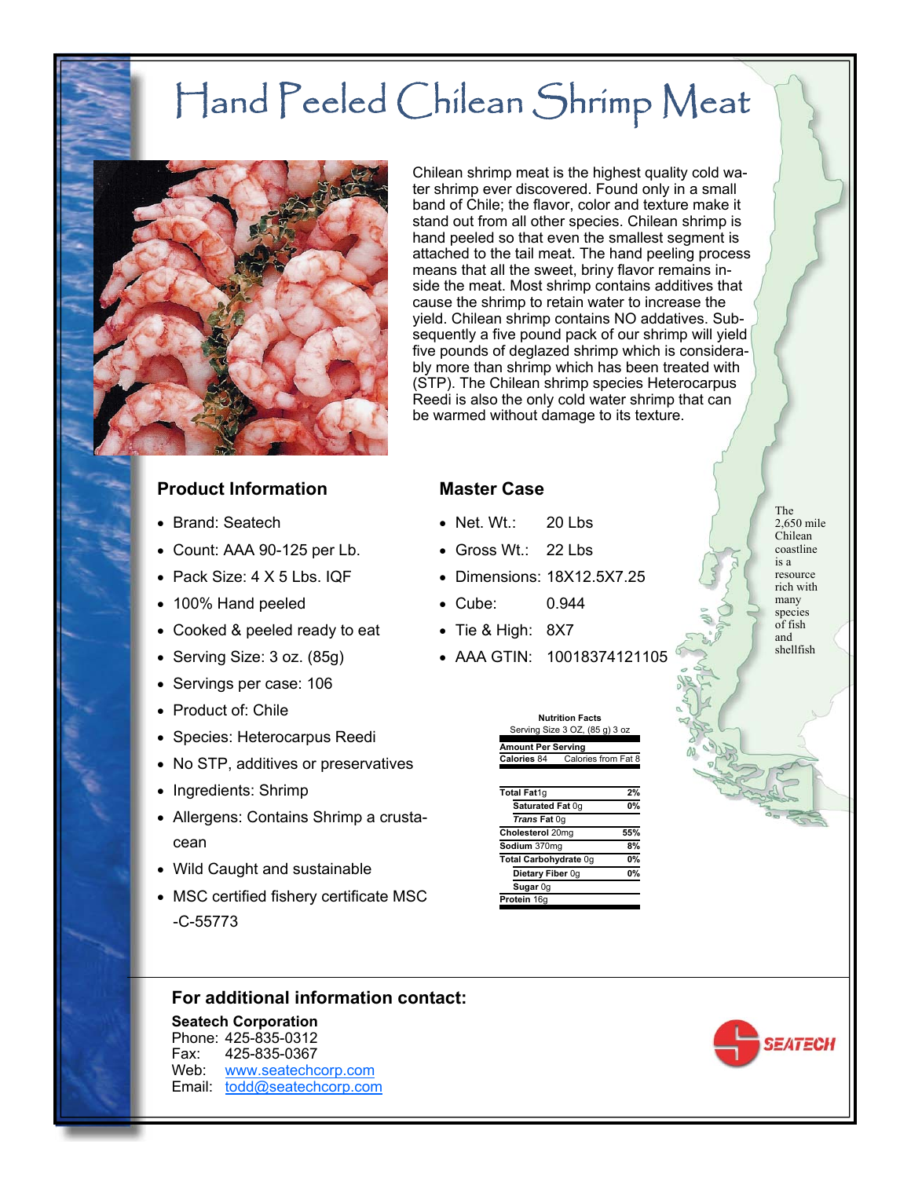# Hand Peeled Chilean Shrimp Meat

Chilean shrimp meat is the highest quality cold water shrimp ever discovered. Found only in a small band of Chile; the flavor, color and texture make it stand out from all other species. Chilean shrimp is hand peeled so that even the smallest segment is attached to the tail meat. The hand peeling process means that all the sweet, briny flavor remains inside the meat. Most shrimp contains additives that cause the shrimp to retain water to increase the yield. Chilean shrimp contains NO addatives. Subsequently a five pound pack of our shrimp will yield five pounds of deglazed shrimp which is considerably more than shrimp which has been treated with (STP). The Chilean shrimp species Heterocarpus Reedi is also the only cold water shrimp that can be warmed without damage to its texture.

The 2,650 mile Chilean coastline is a resource rich with many species of fish and shellfish

## Product Information

- Brand: Seatech
- Count: AAA 90-125 per Lb.
- Pack Size: 4 X 5 Lbs. IQF
- 100% Hand peeled
- Cooked & peeled ready to eat
- Serving Size: 3 oz. (85g)
- Servings per case: 106
- Product of: Chile
- Species: Heterocarpus Reedi
- No STP, additives or preservatives
- Ingredients: Shrimp
- Allergens: Contains Shrimp a crustacean
- Wild Caught and sustainable
- MSC certified fishery certificate MSC-C-55773

## Master Case

- Net. Wt.: 20 Lbs
- Gross Wt.: 22 Lbs
- Dimensions: 18X12.5X7.25
- Cube: 0.944
- Tie & High: 8X7
- AAA GTIN: 10018374121105

**Nutrition Facts**
Serving Size 3 OZ, (85 g) 3 oz

| Amount Per Serving | |
|---|---|
| **Calories** 84 | Calories from Fat 8 |
| **Total Fat** 1g | 2% |
| **Saturated Fat** 0g | 0% |
| ***Trans* Fat** 0g | |
| **Cholesterol** 20mg | 55% |
| **Sodium** 370mg | 8% |
| **Total Carbohydrate** 0g | 0% |
| **Dietary Fiber** 0g | 0% |
| **Sugar** 0g | |
| **Protein** 16g | |

## For additional information contact:

**Seatech Corporation**
Phone: 425-835-0312
Fax: 425-835-0367
Web: www.seatechcorp.com
Email: todd@seatechcorp.com

SEATECH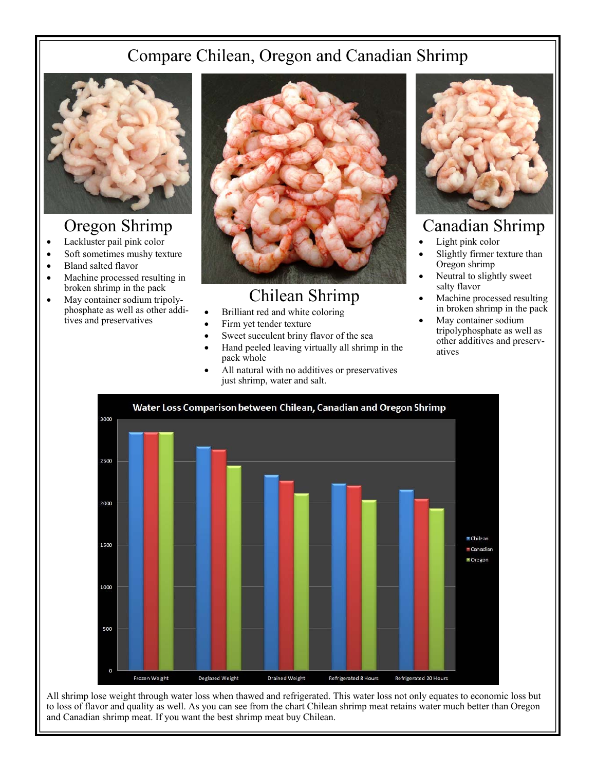# Compare Chilean, Oregon and Canadian Shrimp

## Oregon Shrimp

- Lackluster pail pink color
- Soft sometimes mushy texture
- Bland salted flavor
- Machine processed resulting in broken shrimp in the pack
- May container sodium tripoly-phosphate as well as other additives and preservatives

## Chilean Shrimp

- Brilliant red and white coloring
- Firm yet tender texture
- Sweet succulent briny flavor of the sea
- Hand peeled leaving virtually all shrimp in the pack whole
- All natural with no additives or preservatives just shrimp, water and salt.

## Canadian Shrimp

- Light pink color
- Slightly firmer texture than Oregon shrimp
- Neutral to slightly sweet salty flavor
- Machine processed resulting in broken shrimp in the pack
- May container sodium tripolyphosphate as well as other additives and preservatives

Water Loss Comparison between Chilean, Canadian and Oregon Shrimp

3000
2500
2000
1500
1000
500
0

Frozen Weight
Deglazed Weight
Drained Weight
Refrigerated 8 Hours
Refrigerated 20 Hours

Chilean
Canadian
Oregon

All shrimp lose weight through water loss when thawed and refrigerated. This water loss not only equates to economic loss but to loss of flavor and quality as well. As you can see from the chart Chilean shrimp meat retains water much better than Oregon and Canadian shrimp meat. If you want the best shrimp meat buy Chilean.